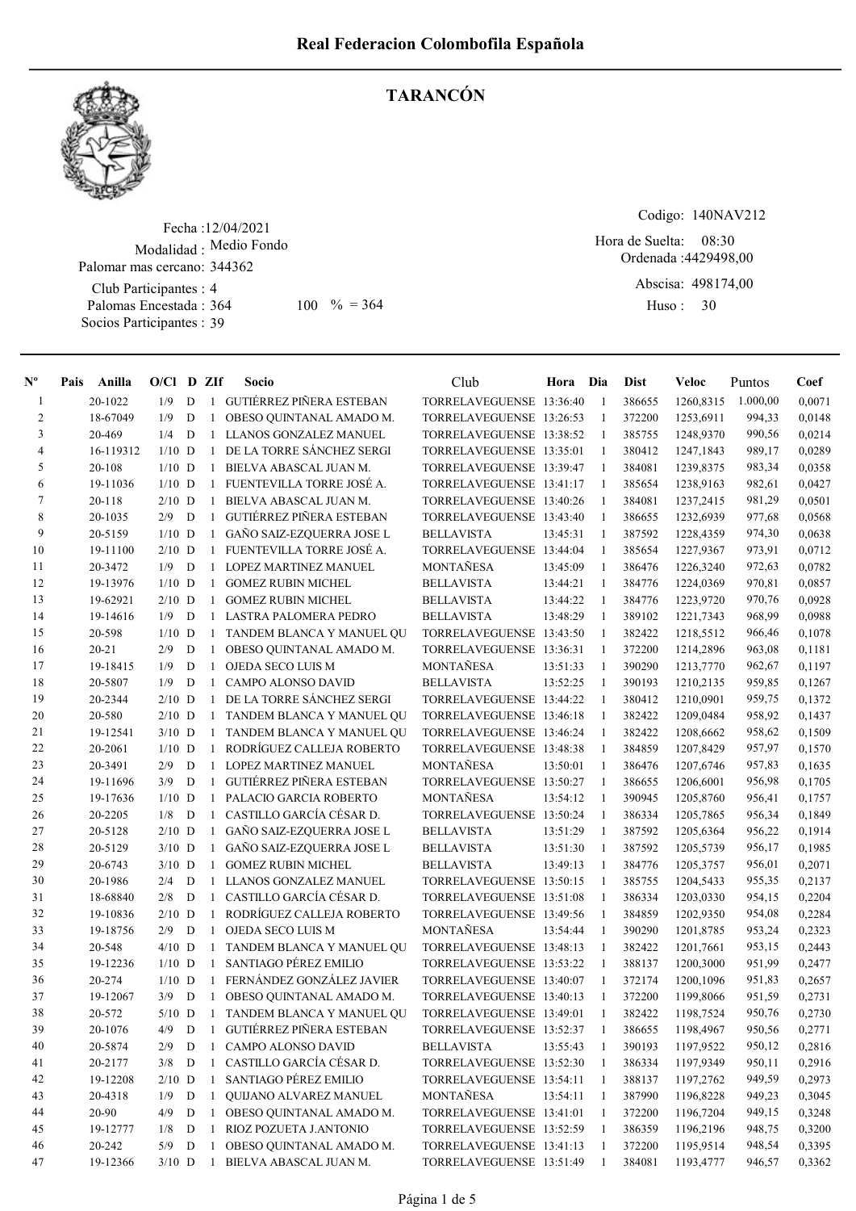# Real Federacion Colombofila Española

## TARANCÓN

Fecha :12/04/2021
Modalidad : Medio Fondo
Palomar mas cercano: 344362
Club Participantes : 4
Palomas Encestada : 364 100 % = 364
Socios Participantes : 39

Codigo: 140NAV212
Hora de Suelta: 08:30
Ordenada :4429498,00
Abscisa: 498174,00
Huso : 30

| Nº | Pais | Anilla | O/Cl | D | ZIf | Socio | Club | Hora | Dia | Dist | Veloc | Puntos | Coef |
|---|---|---|---|---|---|---|---|---|---|---|---|---|---|
| 1 | | 20-1022 | 1/9 | D | 1 | GUTIÉRREZ PIÑERA ESTEBAN | TORRELAVEGUENSE | 13:36:40 | 1 | 386655 | 1260,8315 | 1.000,00 | 0,0071 |
| 2 | | 18-67049 | 1/9 | D | 1 | OBESO QUINTANAL AMADO M. | TORRELAVEGUENSE | 13:26:53 | 1 | 372200 | 1253,6911 | 994,33 | 0,0148 |
| 3 | | 20-469 | 1/4 | D | 1 | LLANOS GONZALEZ MANUEL | TORRELAVEGUENSE | 13:38:52 | 1 | 385755 | 1248,9370 | 990,56 | 0,0214 |
| 4 | | 16-119312 | 1/10 | D | 1 | DE LA TORRE SÁNCHEZ SERGI | TORRELAVEGUENSE | 13:35:01 | 1 | 380412 | 1247,1843 | 989,17 | 0,0289 |
| 5 | | 20-108 | 1/10 | D | 1 | BIELVA ABASCAL JUAN M. | TORRELAVEGUENSE | 13:39:47 | 1 | 384081 | 1239,8375 | 983,34 | 0,0358 |
| 6 | | 19-11036 | 1/10 | D | 1 | FUENTEVILLA TORRE JOSÉ A. | TORRELAVEGUENSE | 13:41:17 | 1 | 385654 | 1238,9163 | 982,61 | 0,0427 |
| 7 | | 20-118 | 2/10 | D | 1 | BIELVA ABASCAL JUAN M. | TORRELAVEGUENSE | 13:40:26 | 1 | 384081 | 1237,2415 | 981,29 | 0,0501 |
| 8 | | 20-1035 | 2/9 | D | 1 | GUTIÉRREZ PIÑERA ESTEBAN | TORRELAVEGUENSE | 13:43:40 | 1 | 386655 | 1232,6939 | 977,68 | 0,0568 |
| 9 | | 20-5159 | 1/10 | D | 1 | GAÑO SAIZ-EZQUERRA JOSE L | BELLAVISTA | 13:45:31 | 1 | 387592 | 1228,4359 | 974,30 | 0,0638 |
| 10 | | 19-11100 | 2/10 | D | 1 | FUENTEVILLA TORRE JOSÉ A. | TORRELAVEGUENSE | 13:44:04 | 1 | 385654 | 1227,9367 | 973,91 | 0,0712 |
| 11 | | 20-3472 | 1/9 | D | 1 | LOPEZ MARTINEZ MANUEL | MONTAÑESA | 13:45:09 | 1 | 386476 | 1226,3240 | 972,63 | 0,0782 |
| 12 | | 19-13976 | 1/10 | D | 1 | GOMEZ RUBIN MICHEL | BELLAVISTA | 13:44:21 | 1 | 384776 | 1224,0369 | 970,81 | 0,0857 |
| 13 | | 19-62921 | 2/10 | D | 1 | GOMEZ RUBIN MICHEL | BELLAVISTA | 13:44:22 | 1 | 384776 | 1223,9720 | 970,76 | 0,0928 |
| 14 | | 19-14616 | 1/9 | D | 1 | LASTRA PALOMERA PEDRO | BELLAVISTA | 13:48:29 | 1 | 389102 | 1221,7343 | 968,99 | 0,0988 |
| 15 | | 20-598 | 1/10 | D | 1 | TANDEM BLANCA Y MANUEL QU | TORRELAVEGUENSE | 13:43:50 | 1 | 382422 | 1218,5512 | 966,46 | 0,1078 |
| 16 | | 20-21 | 2/9 | D | 1 | OBESO QUINTANAL AMADO M. | TORRELAVEGUENSE | 13:36:31 | 1 | 372200 | 1214,2896 | 963,08 | 0,1181 |
| 17 | | 19-18415 | 1/9 | D | 1 | OJEDA SECO LUIS M | MONTAÑESA | 13:51:33 | 1 | 390290 | 1213,7770 | 962,67 | 0,1197 |
| 18 | | 20-5807 | 1/9 | D | 1 | CAMPO ALONSO DAVID | BELLAVISTA | 13:52:25 | 1 | 390193 | 1210,2135 | 959,85 | 0,1267 |
| 19 | | 20-2344 | 2/10 | D | 1 | DE LA TORRE SÁNCHEZ SERGI | TORRELAVEGUENSE | 13:44:22 | 1 | 380412 | 1210,0901 | 959,75 | 0,1372 |
| 20 | | 20-580 | 2/10 | D | 1 | TANDEM BLANCA Y MANUEL QU | TORRELAVEGUENSE | 13:46:18 | 1 | 382422 | 1209,0484 | 958,92 | 0,1437 |
| 21 | | 19-12541 | 3/10 | D | 1 | TANDEM BLANCA Y MANUEL QU | TORRELAVEGUENSE | 13:46:24 | 1 | 382422 | 1208,6662 | 958,62 | 0,1509 |
| 22 | | 20-2061 | 1/10 | D | 1 | RODRÍGUEZ CALLEJA ROBERTO | TORRELAVEGUENSE | 13:48:38 | 1 | 384859 | 1207,8429 | 957,97 | 0,1570 |
| 23 | | 20-3491 | 2/9 | D | 1 | LOPEZ MARTINEZ MANUEL | MONTAÑESA | 13:50:01 | 1 | 386476 | 1207,6746 | 957,83 | 0,1635 |
| 24 | | 19-11696 | 3/9 | D | 1 | GUTIÉRREZ PIÑERA ESTEBAN | TORRELAVEGUENSE | 13:50:27 | 1 | 386655 | 1206,6001 | 956,98 | 0,1705 |
| 25 | | 19-17636 | 1/10 | D | 1 | PALACIO GARCIA ROBERTO | MONTAÑESA | 13:54:12 | 1 | 390945 | 1205,8760 | 956,41 | 0,1757 |
| 26 | | 20-2205 | 1/8 | D | 1 | CASTILLO GARCÍA CÉSAR D. | TORRELAVEGUENSE | 13:50:24 | 1 | 386334 | 1205,7865 | 956,34 | 0,1849 |
| 27 | | 20-5128 | 2/10 | D | 1 | GAÑO SAIZ-EZQUERRA JOSE L | BELLAVISTA | 13:51:29 | 1 | 387592 | 1205,6364 | 956,22 | 0,1914 |
| 28 | | 20-5129 | 3/10 | D | 1 | GAÑO SAIZ-EZQUERRA JOSE L | BELLAVISTA | 13:51:30 | 1 | 387592 | 1205,5739 | 956,17 | 0,1985 |
| 29 | | 20-6743 | 3/10 | D | 1 | GOMEZ RUBIN MICHEL | BELLAVISTA | 13:49:13 | 1 | 384776 | 1205,3757 | 956,01 | 0,2071 |
| 30 | | 20-1986 | 2/4 | D | 1 | LLANOS GONZALEZ MANUEL | TORRELAVEGUENSE | 13:50:15 | 1 | 385755 | 1204,5433 | 955,35 | 0,2137 |
| 31 | | 18-68840 | 2/8 | D | 1 | CASTILLO GARCÍA CÉSAR D. | TORRELAVEGUENSE | 13:51:08 | 1 | 386334 | 1203,0330 | 954,15 | 0,2204 |
| 32 | | 19-10836 | 2/10 | D | 1 | RODRÍGUEZ CALLEJA ROBERTO | TORRELAVEGUENSE | 13:49:56 | 1 | 384859 | 1202,9350 | 954,08 | 0,2284 |
| 33 | | 19-18756 | 2/9 | D | 1 | OJEDA SECO LUIS M | MONTAÑESA | 13:54:44 | 1 | 390290 | 1201,8785 | 953,24 | 0,2323 |
| 34 | | 20-548 | 4/10 | D | 1 | TANDEM BLANCA Y MANUEL QU | TORRELAVEGUENSE | 13:48:13 | 1 | 382422 | 1201,7661 | 953,15 | 0,2443 |
| 35 | | 19-12236 | 1/10 | D | 1 | SANTIAGO PÉREZ EMILIO | TORRELAVEGUENSE | 13:53:22 | 1 | 388137 | 1200,3000 | 951,99 | 0,2477 |
| 36 | | 20-274 | 1/10 | D | 1 | FERNÁNDEZ GONZÁLEZ JAVIER | TORRELAVEGUENSE | 13:40:07 | 1 | 372174 | 1200,1096 | 951,83 | 0,2657 |
| 37 | | 19-12067 | 3/9 | D | 1 | OBESO QUINTANAL AMADO M. | TORRELAVEGUENSE | 13:40:13 | 1 | 372200 | 1199,8066 | 951,59 | 0,2731 |
| 38 | | 20-572 | 5/10 | D | 1 | TANDEM BLANCA Y MANUEL QU | TORRELAVEGUENSE | 13:49:01 | 1 | 382422 | 1198,7524 | 950,76 | 0,2730 |
| 39 | | 20-1076 | 4/9 | D | 1 | GUTIÉRREZ PIÑERA ESTEBAN | TORRELAVEGUENSE | 13:52:37 | 1 | 386655 | 1198,4967 | 950,56 | 0,2771 |
| 40 | | 20-5874 | 2/9 | D | 1 | CAMPO ALONSO DAVID | BELLAVISTA | 13:55:43 | 1 | 390193 | 1197,9522 | 950,12 | 0,2816 |
| 41 | | 20-2177 | 3/8 | D | 1 | CASTILLO GARCÍA CÉSAR D. | TORRELAVEGUENSE | 13:52:30 | 1 | 386334 | 1197,9349 | 950,11 | 0,2916 |
| 42 | | 19-12208 | 2/10 | D | 1 | SANTIAGO PÉREZ EMILIO | TORRELAVEGUENSE | 13:54:11 | 1 | 388137 | 1197,2762 | 949,59 | 0,2973 |
| 43 | | 20-4318 | 1/9 | D | 1 | QUIJANO ALVAREZ MANUEL | MONTAÑESA | 13:54:11 | 1 | 387990 | 1196,8228 | 949,23 | 0,3045 |
| 44 | | 20-90 | 4/9 | D | 1 | OBESO QUINTANAL AMADO M. | TORRELAVEGUENSE | 13:41:01 | 1 | 372200 | 1196,7204 | 949,15 | 0,3248 |
| 45 | | 19-12777 | 1/8 | D | 1 | RIOZ POZUETA J.ANTONIO | TORRELAVEGUENSE | 13:52:59 | 1 | 386359 | 1196,2196 | 948,75 | 0,3200 |
| 46 | | 20-242 | 5/9 | D | 1 | OBESO QUINTANAL AMADO M. | TORRELAVEGUENSE | 13:41:13 | 1 | 372200 | 1195,9514 | 948,54 | 0,3395 |
| 47 | | 19-12366 | 3/10 | D | 1 | BIELVA ABASCAL JUAN M. | TORRELAVEGUENSE | 13:51:49 | 1 | 384081 | 1193,4777 | 946,57 | 0,3362 |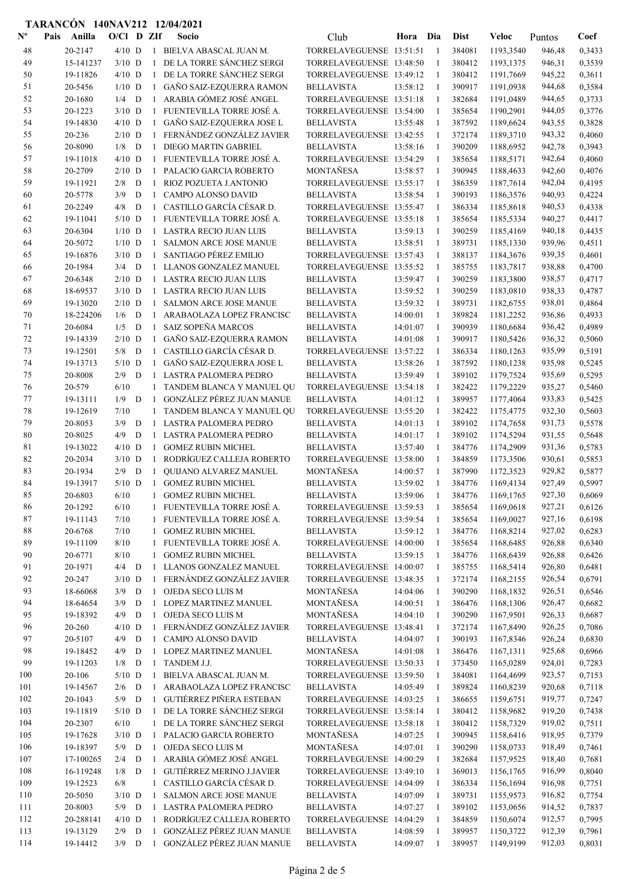**TARANCÓN 140NAV212 12/04/2021**

| Nº | Pais | Anilla | O/Cl | D | ZIf | Socio | Club | Hora | Dia | Dist | Veloc | Puntos | Coef |
|---|---|---|---|---|---|---|---|---|---|---|---|---|---|
| 48 | | 20-2147 | 4/10 | D | 1 | BIELVA ABASCAL JUAN M. | TORRELAVEGUENSE | 13:51:51 | 1 | 384081 | 1193,3540 | 946,48 | 0,3433 |
| 49 | | 15-141237 | 3/10 | D | 1 | DE LA TORRE SÁNCHEZ SERGI | TORRELAVEGUENSE | 13:48:50 | 1 | 380412 | 1193,1375 | 946,31 | 0,3539 |
| 50 | | 19-11826 | 4/10 | D | 1 | DE LA TORRE SÁNCHEZ SERGI | TORRELAVEGUENSE | 13:49:12 | 1 | 380412 | 1191,7669 | 945,22 | 0,3611 |
| 51 | | 20-5456 | 1/10 | D | 1 | GAÑO SAIZ-EZQUERRA RAMON | BELLAVISTA | 13:58:12 | 1 | 390917 | 1191,0938 | 944,68 | 0,3584 |
| 52 | | 20-1680 | 1/4 | D | 1 | ARABIA GÓMEZ JOSÉ ANGEL | TORRELAVEGUENSE | 13:51:18 | 1 | 382684 | 1191,0489 | 944,65 | 0,3733 |
| 53 | | 20-1223 | 3/10 | D | 1 | FUENTEVILLA TORRE JOSÉ A. | TORRELAVEGUENSE | 13:54:00 | 1 | 385654 | 1190,2901 | 944,05 | 0,3776 |
| 54 | | 19-14830 | 4/10 | D | 1 | GAÑO SAIZ-EZQUERRA JOSE L | BELLAVISTA | 13:55:48 | 1 | 387592 | 1189,6624 | 943,55 | 0,3828 |
| 55 | | 20-236 | 2/10 | D | 1 | FERNÁNDEZ GONZÁLEZ JAVIER | TORRELAVEGUENSE | 13:42:55 | 1 | 372174 | 1189,3710 | 943,32 | 0,4060 |
| 56 | | 20-8090 | 1/8 | D | 1 | DIEGO MARTIN GABRIEL | BELLAVISTA | 13:58:16 | 1 | 390209 | 1188,6952 | 942,78 | 0,3943 |
| 57 | | 19-11018 | 4/10 | D | 1 | FUENTEVILLA TORRE JOSÉ A. | TORRELAVEGUENSE | 13:54:29 | 1 | 385654 | 1188,5171 | 942,64 | 0,4060 |
| 58 | | 20-2709 | 2/10 | D | 1 | PALACIO GARCIA ROBERTO | MONTAÑESA | 13:58:57 | 1 | 390945 | 1188,4633 | 942,60 | 0,4076 |
| 59 | | 19-11921 | 2/8 | D | 1 | RIOZ POZUETA J.ANTONIO | TORRELAVEGUENSE | 13:55:17 | 1 | 386359 | 1187,7614 | 942,04 | 0,4195 |
| 60 | | 20-5778 | 3/9 | D | 1 | CAMPO ALONSO DAVID | BELLAVISTA | 13:58:54 | 1 | 390193 | 1186,3576 | 940,93 | 0,4224 |
| 61 | | 20-2249 | 4/8 | D | 1 | CASTILLO GARCÍA CÉSAR D. | TORRELAVEGUENSE | 13:55:47 | 1 | 386334 | 1185,8618 | 940,53 | 0,4338 |
| 62 | | 19-11041 | 5/10 | D | 1 | FUENTEVILLA TORRE JOSÉ A. | TORRELAVEGUENSE | 13:55:18 | 1 | 385654 | 1185,5334 | 940,27 | 0,4417 |
| 63 | | 20-6304 | 1/10 | D | 1 | LASTRA RECIO JUAN LUIS | BELLAVISTA | 13:59:13 | 1 | 390259 | 1185,4169 | 940,18 | 0,4435 |
| 64 | | 20-5072 | 1/10 | D | 1 | SALMON ARCE JOSE MANUE | BELLAVISTA | 13:58:51 | 1 | 389731 | 1185,1330 | 939,96 | 0,4511 |
| 65 | | 19-16876 | 3/10 | D | 1 | SANTIAGO PÉREZ EMILIO | TORRELAVEGUENSE | 13:57:43 | 1 | 388137 | 1184,3676 | 939,35 | 0,4601 |
| 66 | | 20-1984 | 3/4 | D | 1 | LLANOS GONZALEZ MANUEL | TORRELAVEGUENSE | 13:55:52 | 1 | 385755 | 1183,7817 | 938,88 | 0,4700 |
| 67 | | 20-6348 | 2/10 | D | 1 | LASTRA RECIO JUAN LUIS | BELLAVISTA | 13:59:47 | 1 | 390259 | 1183,3800 | 938,57 | 0,4717 |
| 68 | | 18-69537 | 3/10 | D | 1 | LASTRA RECIO JUAN LUIS | BELLAVISTA | 13:59:52 | 1 | 390259 | 1183,0810 | 938,33 | 0,4787 |
| 69 | | 19-13020 | 2/10 | D | 1 | SALMON ARCE JOSE MANUE | BELLAVISTA | 13:59:32 | 1 | 389731 | 1182,6755 | 938,01 | 0,4864 |
| 70 | | 18-224206 | 1/6 | D | 1 | ARABAOLAZA LOPEZ FRANCISC | BELLAVISTA | 14:00:01 | 1 | 389824 | 1181,2252 | 936,86 | 0,4933 |
| 71 | | 20-6084 | 1/5 | D | 1 | SAIZ SOPEÑA MARCOS | BELLAVISTA | 14:01:07 | 1 | 390939 | 1180,6684 | 936,42 | 0,4989 |
| 72 | | 19-14339 | 2/10 | D | 1 | GAÑO SAIZ-EZQUERRA RAMON | BELLAVISTA | 14:01:08 | 1 | 390917 | 1180,5426 | 936,32 | 0,5060 |
| 73 | | 19-12501 | 5/8 | D | 1 | CASTILLO GARCÍA CÉSAR D. | TORRELAVEGUENSE | 13:57:22 | 1 | 386334 | 1180,1263 | 935,99 | 0,5191 |
| 74 | | 19-13713 | 5/10 | D | 1 | GAÑO SAIZ-EZQUERRA JOSE L | BELLAVISTA | 13:58:26 | 1 | 387592 | 1180,1238 | 935,98 | 0,5245 |
| 75 | | 20-8008 | 2/9 | D | 1 | LASTRA PALOMERA PEDRO | BELLAVISTA | 13:59:49 | 1 | 389102 | 1179,7524 | 935,69 | 0,5295 |
| 76 | | 20-579 | 6/10 | | 1 | TANDEM BLANCA Y MANUEL QU | TORRELAVEGUENSE | 13:54:18 | 1 | 382422 | 1179,2229 | 935,27 | 0,5460 |
| 77 | | 19-13111 | 1/9 | D | 1 | GONZÁLEZ PÉREZ JUAN MANUE | BELLAVISTA | 14:01:12 | 1 | 389957 | 1177,4064 | 933,83 | 0,5425 |
| 78 | | 19-12619 | 7/10 | | 1 | TANDEM BLANCA Y MANUEL QU | TORRELAVEGUENSE | 13:55:20 | 1 | 382422 | 1175,4775 | 932,30 | 0,5603 |
| 79 | | 20-8053 | 3/9 | D | 1 | LASTRA PALOMERA PEDRO | BELLAVISTA | 14:01:13 | 1 | 389102 | 1174,7658 | 931,73 | 0,5578 |
| 80 | | 20-8025 | 4/9 | D | 1 | LASTRA PALOMERA PEDRO | BELLAVISTA | 14:01:17 | 1 | 389102 | 1174,5294 | 931,55 | 0,5648 |
| 81 | | 19-13022 | 4/10 | D | 1 | GOMEZ RUBIN MICHEL | BELLAVISTA | 13:57:40 | 1 | 384776 | 1174,2909 | 931,36 | 0,5783 |
| 82 | | 20-2034 | 3/10 | D | 1 | RODRÍGUEZ CALLEJA ROBERTO | TORRELAVEGUENSE | 13:58:00 | 1 | 384859 | 1173,3506 | 930,61 | 0,5853 |
| 83 | | 20-1934 | 2/9 | D | 1 | QUIJANO ALVAREZ MANUEL | MONTAÑESA | 14:00:57 | 1 | 387990 | 1172,3523 | 929,82 | 0,5877 |
| 84 | | 19-13917 | 5/10 | D | 1 | GOMEZ RUBIN MICHEL | BELLAVISTA | 13:59:02 | 1 | 384776 | 1169,4134 | 927,49 | 0,5997 |
| 85 | | 20-6803 | 6/10 | | 1 | GOMEZ RUBIN MICHEL | BELLAVISTA | 13:59:06 | 1 | 384776 | 1169,1765 | 927,30 | 0,6069 |
| 86 | | 20-1292 | 6/10 | | 1 | FUENTEVILLA TORRE JOSÉ A. | TORRELAVEGUENSE | 13:59:53 | 1 | 385654 | 1169,0618 | 927,21 | 0,6126 |
| 87 | | 19-11143 | 7/10 | | 1 | FUENTEVILLA TORRE JOSÉ A. | TORRELAVEGUENSE | 13:59:54 | 1 | 385654 | 1169,0027 | 927,16 | 0,6198 |
| 88 | | 20-6768 | 7/10 | | 1 | GOMEZ RUBIN MICHEL | BELLAVISTA | 13:59:12 | 1 | 384776 | 1168,8214 | 927,02 | 0,6283 |
| 89 | | 19-11109 | 8/10 | | 1 | FUENTEVILLA TORRE JOSÉ A. | TORRELAVEGUENSE | 14:00:00 | 1 | 385654 | 1168,6485 | 926,88 | 0,6340 |
| 90 | | 20-6771 | 8/10 | | 1 | GOMEZ RUBIN MICHEL | BELLAVISTA | 13:59:15 | 1 | 384776 | 1168,6439 | 926,88 | 0,6426 |
| 91 | | 20-1971 | 4/4 | D | 1 | LLANOS GONZALEZ MANUEL | TORRELAVEGUENSE | 14:00:07 | 1 | 385755 | 1168,5414 | 926,80 | 0,6481 |
| 92 | | 20-247 | 3/10 | D | 1 | FERNÁNDEZ GONZÁLEZ JAVIER | TORRELAVEGUENSE | 13:48:35 | 1 | 372174 | 1168,2155 | 926,54 | 0,6791 |
| 93 | | 18-66068 | 3/9 | D | 1 | OJEDA SECO LUIS M | MONTAÑESA | 14:04:06 | 1 | 390290 | 1168,1832 | 926,51 | 0,6546 |
| 94 | | 18-64654 | 3/9 | D | 1 | LOPEZ MARTINEZ MANUEL | MONTAÑESA | 14:00:51 | 1 | 386476 | 1168,1306 | 926,47 | 0,6682 |
| 95 | | 19-18392 | 4/9 | D | 1 | OJEDA SECO LUIS M | MONTAÑESA | 14:04:10 | 1 | 390290 | 1167,9501 | 926,33 | 0,6687 |
| 96 | | 20-260 | 4/10 | D | 1 | FERNÁNDEZ GONZÁLEZ JAVIER | TORRELAVEGUENSE | 13:48:41 | 1 | 372174 | 1167,8490 | 926,25 | 0,7086 |
| 97 | | 20-5107 | 4/9 | D | 1 | CAMPO ALONSO DAVID | BELLAVISTA | 14:04:07 | 1 | 390193 | 1167,8346 | 926,24 | 0,6830 |
| 98 | | 19-18452 | 4/9 | D | 1 | LOPEZ MARTINEZ MANUEL | MONTAÑESA | 14:01:08 | 1 | 386476 | 1167,1311 | 925,68 | 0,6966 |
| 99 | | 19-11203 | 1/8 | D | 1 | TANDEM J.J. | TORRELAVEGUENSE | 13:50:33 | 1 | 373450 | 1165,0289 | 924,01 | 0,7283 |
| 100 | | 20-106 | 5/10 | D | 1 | BIELVA ABASCAL JUAN M. | TORRELAVEGUENSE | 13:59:50 | 1 | 384081 | 1164,4699 | 923,57 | 0,7153 |
| 101 | | 19-14567 | 2/6 | D | 1 | ARABAOLAZA LOPEZ FRANCISC | BELLAVISTA | 14:05:49 | 1 | 389824 | 1160,8239 | 920,68 | 0,7118 |
| 102 | | 20-1043 | 5/9 | D | 1 | GUTIÉRREZ PIÑERA ESTEBAN | TORRELAVEGUENSE | 14:03:25 | 1 | 386655 | 1159,6751 | 919,77 | 0,7247 |
| 103 | | 19-11819 | 5/10 | D | 1 | DE LA TORRE SÁNCHEZ SERGI | TORRELAVEGUENSE | 13:58:14 | 1 | 380412 | 1158,9682 | 919,20 | 0,7438 |
| 104 | | 20-2307 | 6/10 | | 1 | DE LA TORRE SÁNCHEZ SERGI | TORRELAVEGUENSE | 13:58:18 | 1 | 380412 | 1158,7329 | 919,02 | 0,7511 |
| 105 | | 19-17628 | 3/10 | D | 1 | PALACIO GARCIA ROBERTO | MONTAÑESA | 14:07:25 | 1 | 390945 | 1158,6416 | 918,95 | 0,7379 |
| 106 | | 19-18397 | 5/9 | D | 1 | OJEDA SECO LUIS M | MONTAÑESA | 14:07:01 | 1 | 390290 | 1158,0733 | 918,49 | 0,7461 |
| 107 | | 17-100265 | 2/4 | D | 1 | ARABIA GÓMEZ JOSÉ ANGEL | TORRELAVEGUENSE | 14:00:29 | 1 | 382684 | 1157,9525 | 918,40 | 0,7681 |
| 108 | | 16-119248 | 1/8 | D | 1 | GUTIÉRREZ MERINO J.JAVIER | TORRELAVEGUENSE | 13:49:10 | 1 | 369013 | 1156,1765 | 916,99 | 0,8040 |
| 109 | | 19-12523 | 6/8 | | 1 | CASTILLO GARCÍA CÉSAR D. | TORRELAVEGUENSE | 14:04:09 | 1 | 386334 | 1156,1694 | 916,98 | 0,7751 |
| 110 | | 20-5050 | 3/10 | D | 1 | SALMON ARCE JOSE MANUE | BELLAVISTA | 14:07:09 | 1 | 389731 | 1155,9573 | 916,82 | 0,7754 |
| 111 | | 20-8003 | 5/9 | D | 1 | LASTRA PALOMERA PEDRO | BELLAVISTA | 14:07:27 | 1 | 389102 | 1153,0656 | 914,52 | 0,7837 |
| 112 | | 20-288141 | 4/10 | D | 1 | RODRÍGUEZ CALLEJA ROBERTO | TORRELAVEGUENSE | 14:04:29 | 1 | 384859 | 1150,6074 | 912,57 | 0,7995 |
| 113 | | 19-13129 | 2/9 | D | 1 | GONZÁLEZ PÉREZ JUAN MANUE | BELLAVISTA | 14:08:59 | 1 | 389957 | 1150,3722 | 912,39 | 0,7961 |
| 114 | | 19-14412 | 3/9 | D | 1 | GONZÁLEZ PÉREZ JUAN MANUE | BELLAVISTA | 14:09:07 | 1 | 389957 | 1149,9199 | 912,03 | 0,8031 |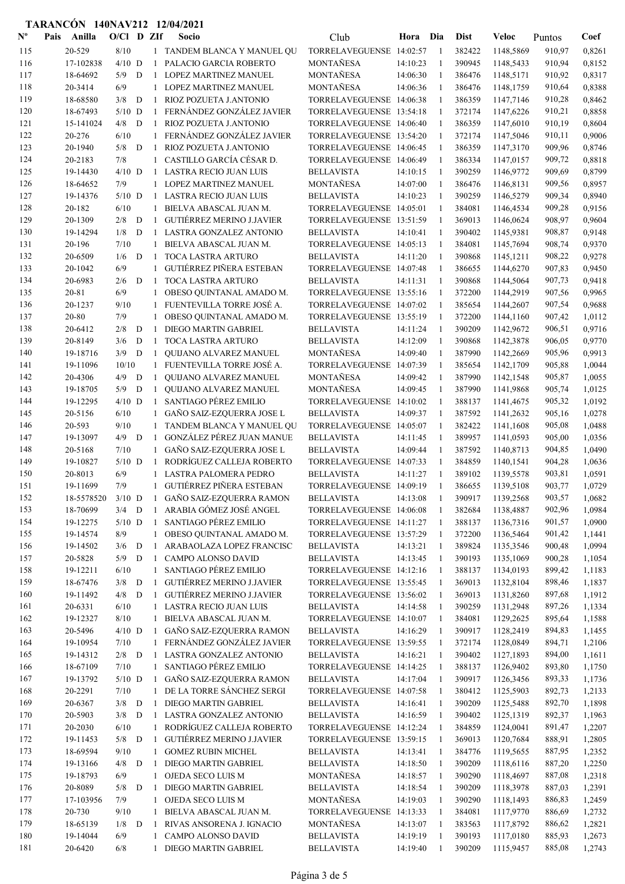# TARANCÓN 140NAV212 12/04/2021

| Nº | Pais | Anilla | O/Cl | D | ZIf | Socio | Club | Hora | Dia | Dist | Veloc | Puntos | Coef |
|---|---|---|---|---|---|---|---|---|---|---|---|---|---|
| 115 | | 20-529 | 8/10 | | 1 | TANDEM BLANCA Y MANUEL QU | TORRELAVEGUENSE | 14:02:57 | 1 | 382422 | 1148,5869 | 910,97 | 0,8261 |
| 116 | | 17-102838 | 4/10 | D | 1 | PALACIO GARCIA ROBERTO | MONTAÑESA | 14:10:23 | 1 | 390945 | 1148,5433 | 910,94 | 0,8152 |
| 117 | | 18-64692 | 5/9 | D | 1 | LOPEZ MARTINEZ MANUEL | MONTAÑESA | 14:06:30 | 1 | 386476 | 1148,5171 | 910,92 | 0,8317 |
| 118 | | 20-3414 | 6/9 | | 1 | LOPEZ MARTINEZ MANUEL | MONTAÑESA | 14:06:36 | 1 | 386476 | 1148,1759 | 910,64 | 0,8388 |
| 119 | | 18-68580 | 3/8 | D | 1 | RIOZ POZUETA J.ANTONIO | TORRELAVEGUENSE | 14:06:38 | 1 | 386359 | 1147,7146 | 910,28 | 0,8462 |
| 120 | | 18-67493 | 5/10 | D | 1 | FERNÁNDEZ GONZÁLEZ JAVIER | TORRELAVEGUENSE | 13:54:18 | 1 | 372174 | 1147,6226 | 910,21 | 0,8858 |
| 121 | | 15-141024 | 4/8 | D | 1 | RIOZ POZUETA J.ANTONIO | TORRELAVEGUENSE | 14:06:40 | 1 | 386359 | 1147,6010 | 910,19 | 0,8604 |
| 122 | | 20-276 | 6/10 | | 1 | FERNÁNDEZ GONZÁLEZ JAVIER | TORRELAVEGUENSE | 13:54:20 | 1 | 372174 | 1147,5046 | 910,11 | 0,9006 |
| 123 | | 20-1940 | 5/8 | D | 1 | RIOZ POZUETA J.ANTONIO | TORRELAVEGUENSE | 14:06:45 | 1 | 386359 | 1147,3170 | 909,96 | 0,8746 |
| 124 | | 20-2183 | 7/8 | | 1 | CASTILLO GARCÍA CÉSAR D. | TORRELAVEGUENSE | 14:06:49 | 1 | 386334 | 1147,0157 | 909,72 | 0,8818 |
| 125 | | 19-14430 | 4/10 | D | 1 | LASTRA RECIO JUAN LUIS | BELLAVISTA | 14:10:15 | 1 | 390259 | 1146,9772 | 909,69 | 0,8799 |
| 126 | | 18-64652 | 7/9 | | 1 | LOPEZ MARTINEZ MANUEL | MONTAÑESA | 14:07:00 | 1 | 386476 | 1146,8131 | 909,56 | 0,8957 |
| 127 | | 19-14376 | 5/10 | D | 1 | LASTRA RECIO JUAN LUIS | BELLAVISTA | 14:10:23 | 1 | 390259 | 1146,5279 | 909,34 | 0,8940 |
| 128 | | 20-182 | 6/10 | | 1 | BIELVA ABASCAL JUAN M. | TORRELAVEGUENSE | 14:05:01 | 1 | 384081 | 1146,4534 | 909,28 | 0,9156 |
| 129 | | 20-1309 | 2/8 | D | 1 | GUTIÉRREZ MERINO J.JAVIER | TORRELAVEGUENSE | 13:51:59 | 1 | 369013 | 1146,0624 | 908,97 | 0,9604 |
| 130 | | 19-14294 | 1/8 | D | 1 | LASTRA GONZALEZ ANTONIO | BELLAVISTA | 14:10:41 | 1 | 390402 | 1145,9381 | 908,87 | 0,9148 |
| 131 | | 20-196 | 7/10 | | 1 | BIELVA ABASCAL JUAN M. | TORRELAVEGUENSE | 14:05:13 | 1 | 384081 | 1145,7694 | 908,74 | 0,9370 |
| 132 | | 20-6509 | 1/6 | D | 1 | TOCA LASTRA ARTURO | BELLAVISTA | 14:11:20 | 1 | 390868 | 1145,1211 | 908,22 | 0,9278 |
| 133 | | 20-1042 | 6/9 | | 1 | GUTIÉRREZ PIÑERA ESTEBAN | TORRELAVEGUENSE | 14:07:48 | 1 | 386655 | 1144,6270 | 907,83 | 0,9450 |
| 134 | | 20-6983 | 2/6 | D | 1 | TOCA LASTRA ARTURO | BELLAVISTA | 14:11:31 | 1 | 390868 | 1144,5064 | 907,73 | 0,9418 |
| 135 | | 20-81 | 6/9 | | 1 | OBESO QUINTANAL AMADO M. | TORRELAVEGUENSE | 13:55:16 | 1 | 372200 | 1144,2919 | 907,56 | 0,9965 |
| 136 | | 20-1237 | 9/10 | | 1 | FUENTEVILLA TORRE JOSÉ A. | TORRELAVEGUENSE | 14:07:02 | 1 | 385654 | 1144,2607 | 907,54 | 0,9688 |
| 137 | | 20-80 | 7/9 | | 1 | OBESO QUINTANAL AMADO M. | TORRELAVEGUENSE | 13:55:19 | 1 | 372200 | 1144,1160 | 907,42 | 1,0112 |
| 138 | | 20-6412 | 2/8 | D | 1 | DIEGO MARTIN GABRIEL | BELLAVISTA | 14:11:24 | 1 | 390209 | 1142,9672 | 906,51 | 0,9716 |
| 139 | | 20-8149 | 3/6 | D | 1 | TOCA LASTRA ARTURO | BELLAVISTA | 14:12:09 | 1 | 390868 | 1142,3878 | 906,05 | 0,9770 |
| 140 | | 19-18716 | 3/9 | D | 1 | QUIJANO ALVAREZ MANUEL | MONTAÑESA | 14:09:40 | 1 | 387990 | 1142,2669 | 905,96 | 0,9913 |
| 141 | | 19-11096 | 10/10 | | 1 | FUENTEVILLA TORRE JOSÉ A. | TORRELAVEGUENSE | 14:07:39 | 1 | 385654 | 1142,1709 | 905,88 | 1,0044 |
| 142 | | 20-4306 | 4/9 | D | 1 | QUIJANO ALVAREZ MANUEL | MONTAÑESA | 14:09:42 | 1 | 387990 | 1142,1548 | 905,87 | 1,0055 |
| 143 | | 19-18705 | 5/9 | D | 1 | QUIJANO ALVAREZ MANUEL | MONTAÑESA | 14:09:45 | 1 | 387990 | 1141,9868 | 905,74 | 1,0125 |
| 144 | | 19-12295 | 4/10 | D | 1 | SANTIAGO PÉREZ EMILIO | TORRELAVEGUENSE | 14:10:02 | 1 | 388137 | 1141,4675 | 905,32 | 1,0192 |
| 145 | | 20-5156 | 6/10 | | 1 | GAÑO SAIZ-EZQUERRA JOSE L | BELLAVISTA | 14:09:37 | 1 | 387592 | 1141,2632 | 905,16 | 1,0278 |
| 146 | | 20-593 | 9/10 | | 1 | TANDEM BLANCA Y MANUEL QU | TORRELAVEGUENSE | 14:05:07 | 1 | 382422 | 1141,1608 | 905,08 | 1,0488 |
| 147 | | 19-13097 | 4/9 | D | 1 | GONZÁLEZ PÉREZ JUAN MANUE | BELLAVISTA | 14:11:45 | 1 | 389957 | 1141,0593 | 905,00 | 1,0356 |
| 148 | | 20-5168 | 7/10 | | 1 | GAÑO SAIZ-EZQUERRA JOSE L | BELLAVISTA | 14:09:44 | 1 | 387592 | 1140,8713 | 904,85 | 1,0490 |
| 149 | | 19-10827 | 5/10 | D | 1 | RODRÍGUEZ CALLEJA ROBERTO | TORRELAVEGUENSE | 14:07:33 | 1 | 384859 | 1140,1541 | 904,28 | 1,0636 |
| 150 | | 20-8013 | 6/9 | | 1 | LASTRA PALOMERA PEDRO | BELLAVISTA | 14:11:27 | 1 | 389102 | 1139,5578 | 903,81 | 1,0591 |
| 151 | | 19-11699 | 7/9 | | 1 | GUTIÉRREZ PIÑERA ESTEBAN | TORRELAVEGUENSE | 14:09:19 | 1 | 386655 | 1139,5108 | 903,77 | 1,0729 |
| 152 | | 18-5578520 | 3/10 | D | 1 | GAÑO SAIZ-EZQUERRA RAMON | BELLAVISTA | 14:13:08 | 1 | 390917 | 1139,2568 | 903,57 | 1,0682 |
| 153 | | 18-70699 | 3/4 | D | 1 | ARABIA GÓMEZ JOSÉ ANGEL | TORRELAVEGUENSE | 14:06:08 | 1 | 382684 | 1138,4887 | 902,96 | 1,0984 |
| 154 | | 19-12275 | 5/10 | D | 1 | SANTIAGO PÉREZ EMILIO | TORRELAVEGUENSE | 14:11:27 | 1 | 388137 | 1136,7316 | 901,57 | 1,0900 |
| 155 | | 19-14574 | 8/9 | | 1 | OBESO QUINTANAL AMADO M. | TORRELAVEGUENSE | 13:57:29 | 1 | 372200 | 1136,5464 | 901,42 | 1,1441 |
| 156 | | 19-14502 | 3/6 | D | 1 | ARABAOLAZA LOPEZ FRANCISC | BELLAVISTA | 14:13:21 | 1 | 389824 | 1135,3546 | 900,48 | 1,0994 |
| 157 | | 20-5828 | 5/9 | D | 1 | CAMPO ALONSO DAVID | BELLAVISTA | 14:13:45 | 1 | 390193 | 1135,1069 | 900,28 | 1,1054 |
| 158 | | 19-12211 | 6/10 | | 1 | SANTIAGO PÉREZ EMILIO | TORRELAVEGUENSE | 14:12:16 | 1 | 388137 | 1134,0193 | 899,42 | 1,1183 |
| 159 | | 18-67476 | 3/8 | D | 1 | GUTIÉRREZ MERINO J.JAVIER | TORRELAVEGUENSE | 13:55:45 | 1 | 369013 | 1132,8104 | 898,46 | 1,1837 |
| 160 | | 19-11492 | 4/8 | D | 1 | GUTIÉRREZ MERINO J.JAVIER | TORRELAVEGUENSE | 13:56:02 | 1 | 369013 | 1131,8260 | 897,68 | 1,1912 |
| 161 | | 20-6331 | 6/10 | | 1 | LASTRA RECIO JUAN LUIS | BELLAVISTA | 14:14:58 | 1 | 390259 | 1131,2948 | 897,26 | 1,1334 |
| 162 | | 19-12327 | 8/10 | | 1 | BIELVA ABASCAL JUAN M. | TORRELAVEGUENSE | 14:10:07 | 1 | 384081 | 1129,2625 | 895,64 | 1,1588 |
| 163 | | 20-5496 | 4/10 | D | 1 | GAÑO SAIZ-EZQUERRA RAMON | BELLAVISTA | 14:16:29 | 1 | 390917 | 1128,2419 | 894,83 | 1,1455 |
| 164 | | 19-10954 | 7/10 | | 1 | FERNÁNDEZ GONZÁLEZ JAVIER | TORRELAVEGUENSE | 13:59:55 | 1 | 372174 | 1128,0849 | 894,71 | 1,2106 |
| 165 | | 19-14312 | 2/8 | D | 1 | LASTRA GONZALEZ ANTONIO | BELLAVISTA | 14:16:21 | 1 | 390402 | 1127,1893 | 894,00 | 1,1611 |
| 166 | | 18-67109 | 7/10 | | 1 | SANTIAGO PÉREZ EMILIO | TORRELAVEGUENSE | 14:14:25 | 1 | 388137 | 1126,9402 | 893,80 | 1,1750 |
| 167 | | 19-13792 | 5/10 | D | 1 | GAÑO SAIZ-EZQUERRA RAMON | BELLAVISTA | 14:17:04 | 1 | 390917 | 1126,3456 | 893,33 | 1,1736 |
| 168 | | 20-2291 | 7/10 | | 1 | DE LA TORRE SÁNCHEZ SERGI | TORRELAVEGUENSE | 14:07:58 | 1 | 380412 | 1125,5903 | 892,73 | 1,2133 |
| 169 | | 20-6367 | 3/8 | D | 1 | DIEGO MARTIN GABRIEL | BELLAVISTA | 14:16:41 | 1 | 390209 | 1125,5488 | 892,70 | 1,1898 |
| 170 | | 20-5903 | 3/8 | D | 1 | LASTRA GONZALEZ ANTONIO | BELLAVISTA | 14:16:59 | 1 | 390402 | 1125,1319 | 892,37 | 1,1963 |
| 171 | | 20-2030 | 6/10 | | 1 | RODRÍGUEZ CALLEJA ROBERTO | TORRELAVEGUENSE | 14:12:24 | 1 | 384859 | 1124,0041 | 891,47 | 1,2207 |
| 172 | | 19-11453 | 5/8 | D | 1 | GUTIÉRREZ MERINO J.JAVIER | TORRELAVEGUENSE | 13:59:15 | 1 | 369013 | 1120,7684 | 888,91 | 1,2805 |
| 173 | | 18-69594 | 9/10 | | 1 | GOMEZ RUBIN MICHEL | BELLAVISTA | 14:13:41 | 1 | 384776 | 1119,5655 | 887,95 | 1,2352 |
| 174 | | 19-13166 | 4/8 | D | 1 | DIEGO MARTIN GABRIEL | BELLAVISTA | 14:18:50 | 1 | 390209 | 1118,6116 | 887,20 | 1,2250 |
| 175 | | 19-18793 | 6/9 | | 1 | OJEDA SECO LUIS M | MONTAÑESA | 14:18:57 | 1 | 390290 | 1118,4697 | 887,08 | 1,2318 |
| 176 | | 20-8089 | 5/8 | D | 1 | DIEGO MARTIN GABRIEL | BELLAVISTA | 14:18:54 | 1 | 390209 | 1118,3978 | 887,03 | 1,2391 |
| 177 | | 17-103956 | 7/9 | | 1 | OJEDA SECO LUIS M | MONTAÑESA | 14:19:03 | 1 | 390290 | 1118,1493 | 886,83 | 1,2459 |
| 178 | | 20-730 | 9/10 | | 1 | BIELVA ABASCAL JUAN M. | TORRELAVEGUENSE | 14:13:33 | 1 | 384081 | 1117,9770 | 886,69 | 1,2732 |
| 179 | | 18-65139 | 1/8 | D | 1 | RIVAS ANSORENA J. IGNACIO | MONTAÑESA | 14:13:07 | 1 | 383563 | 1117,8792 | 886,62 | 1,2821 |
| 180 | | 19-14044 | 6/9 | | 1 | CAMPO ALONSO DAVID | BELLAVISTA | 14:19:19 | 1 | 390193 | 1117,0180 | 885,93 | 1,2673 |
| 181 | | 20-6420 | 6/8 | | 1 | DIEGO MARTIN GABRIEL | BELLAVISTA | 14:19:40 | 1 | 390209 | 1115,9457 | 885,08 | 1,2743 |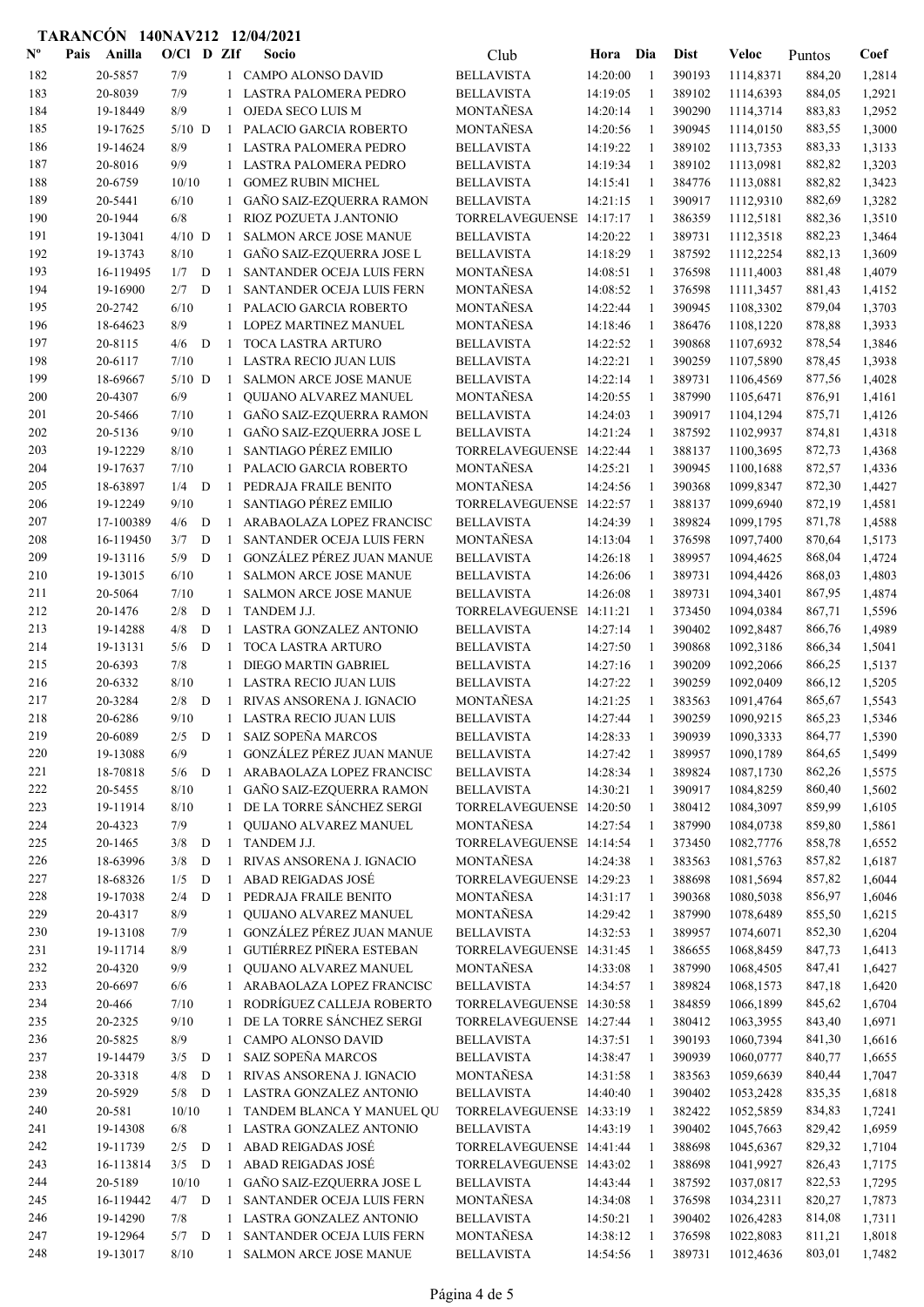# TARANCÓN 140NAV212 12/04/2021

| Nº | Pais | Anilla | O/Cl | D | ZIf | Socio | Club | Hora | Dia | Dist | Veloc | Puntos | Coef |
|---|---|---|---|---|---|---|---|---|---|---|---|---|---|
| 182 | | 20-5857 | 7/9 | | 1 | CAMPO ALONSO DAVID | BELLAVISTA | 14:20:00 | 1 | 390193 | 1114,8371 | 884,20 | 1,2814 |
| 183 | | 20-8039 | 7/9 | | 1 | LASTRA PALOMERA PEDRO | BELLAVISTA | 14:19:05 | 1 | 389102 | 1114,6393 | 884,05 | 1,2921 |
| 184 | | 19-18449 | 8/9 | | 1 | OJEDA SECO LUIS M | MONTAÑESA | 14:20:14 | 1 | 390290 | 1114,3714 | 883,83 | 1,2952 |
| 185 | | 19-17625 | 5/10 | D | 1 | PALACIO GARCIA ROBERTO | MONTAÑESA | 14:20:56 | 1 | 390945 | 1114,0150 | 883,55 | 1,3000 |
| 186 | | 19-14624 | 8/9 | | 1 | LASTRA PALOMERA PEDRO | BELLAVISTA | 14:19:22 | 1 | 389102 | 1113,7353 | 883,33 | 1,3133 |
| 187 | | 20-8016 | 9/9 | | 1 | LASTRA PALOMERA PEDRO | BELLAVISTA | 14:19:34 | 1 | 389102 | 1113,0981 | 882,82 | 1,3203 |
| 188 | | 20-6759 | 10/10 | | 1 | GOMEZ RUBIN MICHEL | BELLAVISTA | 14:15:41 | 1 | 384776 | 1113,0881 | 882,82 | 1,3423 |
| 189 | | 20-5441 | 6/10 | | 1 | GAÑO SAIZ-EZQUERRA RAMON | BELLAVISTA | 14:21:15 | 1 | 390917 | 1112,9310 | 882,69 | 1,3282 |
| 190 | | 20-1944 | 6/8 | | 1 | RIOZ POZUETA J.ANTONIO | TORRELAVEGUENSE | 14:17:17 | 1 | 386359 | 1112,5181 | 882,36 | 1,3510 |
| 191 | | 19-13041 | 4/10 | D | 1 | SALMON ARCE JOSE MANUE | BELLAVISTA | 14:20:22 | 1 | 389731 | 1112,3518 | 882,23 | 1,3464 |
| 192 | | 19-13743 | 8/10 | | 1 | GAÑO SAIZ-EZQUERRA JOSE L | BELLAVISTA | 14:18:29 | 1 | 387592 | 1112,2254 | 882,13 | 1,3609 |
| 193 | | 16-119495 | 1/7 | D | 1 | SANTANDER OCEJA LUIS FERN | MONTAÑESA | 14:08:51 | 1 | 376598 | 1111,4003 | 881,48 | 1,4079 |
| 194 | | 19-16900 | 2/7 | D | 1 | SANTANDER OCEJA LUIS FERN | MONTAÑESA | 14:08:52 | 1 | 376598 | 1111,3457 | 881,43 | 1,4152 |
| 195 | | 20-2742 | 6/10 | | 1 | PALACIO GARCIA ROBERTO | MONTAÑESA | 14:22:44 | 1 | 390945 | 1108,3302 | 879,04 | 1,3703 |
| 196 | | 18-64623 | 8/9 | | 1 | LOPEZ MARTINEZ MANUEL | MONTAÑESA | 14:18:46 | 1 | 386476 | 1108,1220 | 878,88 | 1,3933 |
| 197 | | 20-8115 | 4/6 | D | 1 | TOCA LASTRA ARTURO | BELLAVISTA | 14:22:52 | 1 | 390868 | 1107,6932 | 878,54 | 1,3846 |
| 198 | | 20-6117 | 7/10 | | 1 | LASTRA RECIO JUAN LUIS | BELLAVISTA | 14:22:21 | 1 | 390259 | 1107,5890 | 878,45 | 1,3938 |
| 199 | | 18-69667 | 5/10 | D | 1 | SALMON ARCE JOSE MANUE | BELLAVISTA | 14:22:14 | 1 | 389731 | 1106,4569 | 877,56 | 1,4028 |
| 200 | | 20-4307 | 6/9 | | 1 | QUIJANO ALVAREZ MANUEL | MONTAÑESA | 14:20:55 | 1 | 387990 | 1105,6471 | 876,91 | 1,4161 |
| 201 | | 20-5466 | 7/10 | | 1 | GAÑO SAIZ-EZQUERRA RAMON | BELLAVISTA | 14:24:03 | 1 | 390917 | 1104,1294 | 875,71 | 1,4126 |
| 202 | | 20-5136 | 9/10 | | 1 | GAÑO SAIZ-EZQUERRA JOSE L | BELLAVISTA | 14:21:24 | 1 | 387592 | 1102,9937 | 874,81 | 1,4318 |
| 203 | | 19-12229 | 8/10 | | 1 | SANTIAGO PÉREZ EMILIO | TORRELAVEGUENSE | 14:22:44 | 1 | 388137 | 1100,3695 | 872,73 | 1,4368 |
| 204 | | 19-17637 | 7/10 | | 1 | PALACIO GARCIA ROBERTO | MONTAÑESA | 14:25:21 | 1 | 390945 | 1100,1688 | 872,57 | 1,4336 |
| 205 | | 18-63897 | 1/4 | D | 1 | PEDRAJA FRAILE BENITO | MONTAÑESA | 14:24:56 | 1 | 390368 | 1099,8347 | 872,30 | 1,4427 |
| 206 | | 19-12249 | 9/10 | | 1 | SANTIAGO PÉREZ EMILIO | TORRELAVEGUENSE | 14:22:57 | 1 | 388137 | 1099,6940 | 872,19 | 1,4581 |
| 207 | | 17-100389 | 4/6 | D | 1 | ARABAOLAZA LOPEZ FRANCISC | BELLAVISTA | 14:24:39 | 1 | 389824 | 1099,1795 | 871,78 | 1,4588 |
| 208 | | 16-119450 | 3/7 | D | 1 | SANTANDER OCEJA LUIS FERN | MONTAÑESA | 14:13:04 | 1 | 376598 | 1097,7400 | 870,64 | 1,5173 |
| 209 | | 19-13116 | 5/9 | D | 1 | GONZÁLEZ PÉREZ JUAN MANUE | BELLAVISTA | 14:26:18 | 1 | 389957 | 1094,4625 | 868,04 | 1,4724 |
| 210 | | 19-13015 | 6/10 | | 1 | SALMON ARCE JOSE MANUE | BELLAVISTA | 14:26:06 | 1 | 389731 | 1094,4426 | 868,03 | 1,4803 |
| 211 | | 20-5064 | 7/10 | | 1 | SALMON ARCE JOSE MANUE | BELLAVISTA | 14:26:08 | 1 | 389731 | 1094,3401 | 867,95 | 1,4874 |
| 212 | | 20-1476 | 2/8 | D | 1 | TANDEM J.J. | TORRELAVEGUENSE | 14:11:21 | 1 | 373450 | 1094,0384 | 867,71 | 1,5596 |
| 213 | | 19-14288 | 4/8 | D | 1 | LASTRA GONZALEZ ANTONIO | BELLAVISTA | 14:27:14 | 1 | 390402 | 1092,8487 | 866,76 | 1,4989 |
| 214 | | 19-13131 | 5/6 | D | 1 | TOCA LASTRA ARTURO | BELLAVISTA | 14:27:50 | 1 | 390868 | 1092,3186 | 866,34 | 1,5041 |
| 215 | | 20-6393 | 7/8 | | 1 | DIEGO MARTIN GABRIEL | BELLAVISTA | 14:27:16 | 1 | 390209 | 1092,2066 | 866,25 | 1,5137 |
| 216 | | 20-6332 | 8/10 | | 1 | LASTRA RECIO JUAN LUIS | BELLAVISTA | 14:27:22 | 1 | 390259 | 1092,0409 | 866,12 | 1,5205 |
| 217 | | 20-3284 | 2/8 | D | 1 | RIVAS ANSORENA J. IGNACIO | MONTAÑESA | 14:21:25 | 1 | 383563 | 1091,4764 | 865,67 | 1,5543 |
| 218 | | 20-6286 | 9/10 | | 1 | LASTRA RECIO JUAN LUIS | BELLAVISTA | 14:27:44 | 1 | 390259 | 1090,9215 | 865,23 | 1,5346 |
| 219 | | 20-6089 | 2/5 | D | 1 | SAIZ SOPEÑA MARCOS | BELLAVISTA | 14:28:33 | 1 | 390939 | 1090,3333 | 864,77 | 1,5390 |
| 220 | | 19-13088 | 6/9 | | 1 | GONZÁLEZ PÉREZ JUAN MANUE | BELLAVISTA | 14:27:42 | 1 | 389957 | 1090,1789 | 864,65 | 1,5499 |
| 221 | | 18-70818 | 5/6 | D | 1 | ARABAOLAZA LOPEZ FRANCISC | BELLAVISTA | 14:28:34 | 1 | 389824 | 1087,1730 | 862,26 | 1,5575 |
| 222 | | 20-5455 | 8/10 | | 1 | GAÑO SAIZ-EZQUERRA RAMON | BELLAVISTA | 14:30:21 | 1 | 390917 | 1084,8259 | 860,40 | 1,5602 |
| 223 | | 19-11914 | 8/10 | | 1 | DE LA TORRE SÁNCHEZ SERGI | TORRELAVEGUENSE | 14:20:50 | 1 | 380412 | 1084,3097 | 859,99 | 1,6105 |
| 224 | | 20-4323 | 7/9 | | 1 | QUIJANO ALVAREZ MANUEL | MONTAÑESA | 14:27:54 | 1 | 387990 | 1084,0738 | 859,80 | 1,5861 |
| 225 | | 20-1465 | 3/8 | D | 1 | TANDEM J.J. | TORRELAVEGUENSE | 14:14:54 | 1 | 373450 | 1082,7776 | 858,78 | 1,6552 |
| 226 | | 18-63996 | 3/8 | D | 1 | RIVAS ANSORENA J. IGNACIO | MONTAÑESA | 14:24:38 | 1 | 383563 | 1081,5763 | 857,82 | 1,6187 |
| 227 | | 18-68326 | 1/5 | D | 1 | ABAD REIGADAS JOSÉ | TORRELAVEGUENSE | 14:29:23 | 1 | 388698 | 1081,5694 | 857,82 | 1,6044 |
| 228 | | 19-17038 | 2/4 | D | 1 | PEDRAJA FRAILE BENITO | MONTAÑESA | 14:31:17 | 1 | 390368 | 1080,5038 | 856,97 | 1,6046 |
| 229 | | 20-4317 | 8/9 | | 1 | QUIJANO ALVAREZ MANUEL | MONTAÑESA | 14:29:42 | 1 | 387990 | 1078,6489 | 855,50 | 1,6215 |
| 230 | | 19-13108 | 7/9 | | 1 | GONZÁLEZ PÉREZ JUAN MANUE | BELLAVISTA | 14:32:53 | 1 | 389957 | 1074,6071 | 852,30 | 1,6204 |
| 231 | | 19-11714 | 8/9 | | 1 | GUTIÉRREZ PIÑERA ESTEBAN | TORRELAVEGUENSE | 14:31:45 | 1 | 386655 | 1068,8459 | 847,73 | 1,6413 |
| 232 | | 20-4320 | 9/9 | | 1 | QUIJANO ALVAREZ MANUEL | MONTAÑESA | 14:33:08 | 1 | 387990 | 1068,4505 | 847,41 | 1,6427 |
| 233 | | 20-6697 | 6/6 | | 1 | ARABAOLAZA LOPEZ FRANCISC | BELLAVISTA | 14:34:57 | 1 | 389824 | 1068,1573 | 847,18 | 1,6420 |
| 234 | | 20-466 | 7/10 | | 1 | RODRÍGUEZ CALLEJA ROBERTO | TORRELAVEGUENSE | 14:30:58 | 1 | 384859 | 1066,1899 | 845,62 | 1,6704 |
| 235 | | 20-2325 | 9/10 | | 1 | DE LA TORRE SÁNCHEZ SERGI | TORRELAVEGUENSE | 14:27:44 | 1 | 380412 | 1063,3955 | 843,40 | 1,6971 |
| 236 | | 20-5825 | 8/9 | | 1 | CAMPO ALONSO DAVID | BELLAVISTA | 14:37:51 | 1 | 390193 | 1060,7394 | 841,30 | 1,6616 |
| 237 | | 19-14479 | 3/5 | D | 1 | SAIZ SOPEÑA MARCOS | BELLAVISTA | 14:38:47 | 1 | 390939 | 1060,0777 | 840,77 | 1,6655 |
| 238 | | 20-3318 | 4/8 | D | 1 | RIVAS ANSORENA J. IGNACIO | MONTAÑESA | 14:31:58 | 1 | 383563 | 1059,6639 | 840,44 | 1,7047 |
| 239 | | 20-5929 | 5/8 | D | 1 | LASTRA GONZALEZ ANTONIO | BELLAVISTA | 14:40:40 | 1 | 390402 | 1053,2428 | 835,35 | 1,6818 |
| 240 | | 20-581 | 10/10 | | 1 | TANDEM BLANCA Y MANUEL QU | TORRELAVEGUENSE | 14:33:19 | 1 | 382422 | 1052,5859 | 834,83 | 1,7241 |
| 241 | | 19-14308 | 6/8 | | 1 | LASTRA GONZALEZ ANTONIO | BELLAVISTA | 14:43:19 | 1 | 390402 | 1045,7663 | 829,42 | 1,6959 |
| 242 | | 19-11739 | 2/5 | D | 1 | ABAD REIGADAS JOSÉ | TORRELAVEGUENSE | 14:41:44 | 1 | 388698 | 1045,6367 | 829,32 | 1,7104 |
| 243 | | 16-113814 | 3/5 | D | 1 | ABAD REIGADAS JOSÉ | TORRELAVEGUENSE | 14:43:02 | 1 | 388698 | 1041,9927 | 826,43 | 1,7175 |
| 244 | | 20-5189 | 10/10 | | 1 | GAÑO SAIZ-EZQUERRA JOSE L | BELLAVISTA | 14:43:44 | 1 | 387592 | 1037,0817 | 822,53 | 1,7295 |
| 245 | | 16-119442 | 4/7 | D | 1 | SANTANDER OCEJA LUIS FERN | MONTAÑESA | 14:34:08 | 1 | 376598 | 1034,2311 | 820,27 | 1,7873 |
| 246 | | 19-14290 | 7/8 | | 1 | LASTRA GONZALEZ ANTONIO | BELLAVISTA | 14:50:21 | 1 | 390402 | 1026,4283 | 814,08 | 1,7311 |
| 247 | | 19-12964 | 5/7 | D | 1 | SANTANDER OCEJA LUIS FERN | MONTAÑESA | 14:38:12 | 1 | 376598 | 1022,8083 | 811,21 | 1,8018 |
| 248 | | 19-13017 | 8/10 | | 1 | SALMON ARCE JOSE MANUE | BELLAVISTA | 14:54:56 | 1 | 389731 | 1012,4636 | 803,01 | 1,7482 |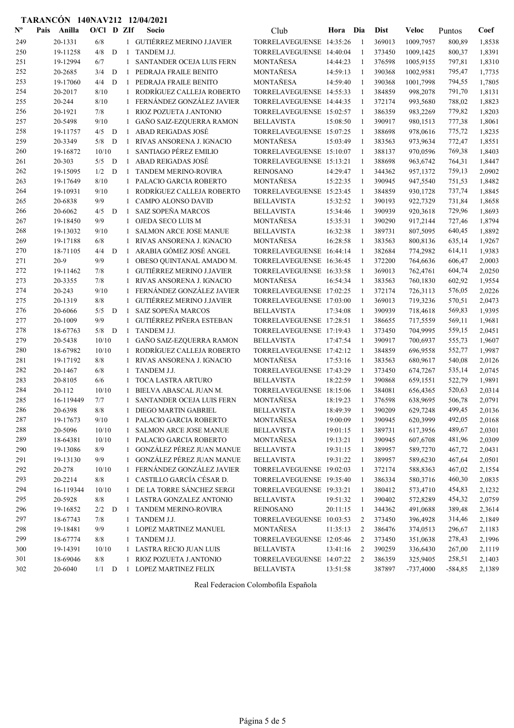**TARANCÓN 140NAV212 12/04/2021**

| Nº | Pais | Anilla | O/Cl | D | ZIf | Socio | Club | Hora | Dia | Dist | Veloc | Puntos | Coef |
|---|---|---|---|---|---|---|---|---|---|---|---|---|---|
| 249 | | 20-1331 | 6/8 | | 1 | GUTIÉRREZ MERINO J.JAVIER | TORRELAVEGUENSE | 14:35:26 | 1 | 369013 | 1009,7957 | 800,89 | 1,8538 |
| 250 | | 19-11258 | 4/8 | D | 1 | TANDEM J.J. | TORRELAVEGUENSE | 14:40:04 | 1 | 373450 | 1009,1425 | 800,37 | 1,8391 |
| 251 | | 19-12994 | 6/7 | | 1 | SANTANDER OCEJA LUIS FERN | MONTAÑESA | 14:44:23 | 1 | 376598 | 1005,9155 | 797,81 | 1,8310 |
| 252 | | 20-2685 | 3/4 | D | 1 | PEDRAJA FRAILE BENITO | MONTAÑESA | 14:59:13 | 1 | 390368 | 1002,9581 | 795,47 | 1,7735 |
| 253 | | 19-17060 | 4/4 | D | 1 | PEDRAJA FRAILE BENITO | MONTAÑESA | 14:59:40 | 1 | 390368 | 1001,7998 | 794,55 | 1,7805 |
| 254 | | 20-2017 | 8/10 | | 1 | RODRÍGUEZ CALLEJA ROBERTO | TORRELAVEGUENSE | 14:55:33 | 1 | 384859 | 998,2078 | 791,70 | 1,8131 |
| 255 | | 20-244 | 8/10 | | 1 | FERNÁNDEZ GONZÁLEZ JAVIER | TORRELAVEGUENSE | 14:44:35 | 1 | 372174 | 993,5680 | 788,02 | 1,8823 |
| 256 | | 20-1921 | 7/8 | | 1 | RIOZ POZUETA J.ANTONIO | TORRELAVEGUENSE | 15:02:57 | 1 | 386359 | 983,2269 | 779,82 | 1,8203 |
| 257 | | 20-5498 | 9/10 | | 1 | GAÑO SAIZ-EZQUERRA RAMON | BELLAVISTA | 15:08:50 | 1 | 390917 | 980,1513 | 777,38 | 1,8061 |
| 258 | | 19-11757 | 4/5 | D | 1 | ABAD REIGADAS JOSÉ | TORRELAVEGUENSE | 15:07:25 | 1 | 388698 | 978,0616 | 775,72 | 1,8235 |
| 259 | | 20-3349 | 5/8 | D | 1 | RIVAS ANSORENA J. IGNACIO | MONTAÑESA | 15:03:49 | 1 | 383563 | 973,9634 | 772,47 | 1,8551 |
| 260 | | 19-16872 | 10/10 | | 1 | SANTIAGO PÉREZ EMILIO | TORRELAVEGUENSE | 15:10:07 | 1 | 388137 | 970,0596 | 769,38 | 1,8403 |
| 261 | | 20-303 | 5/5 | D | 1 | ABAD REIGADAS JOSÉ | TORRELAVEGUENSE | 15:13:21 | 1 | 388698 | 963,6742 | 764,31 | 1,8447 |
| 262 | | 19-15095 | 1/2 | D | 1 | TANDEM MERINO-ROVIRA | REINOSANO | 14:29:47 | 1 | 344362 | 957,1372 | 759,13 | 2,0902 |
| 263 | | 19-17649 | 8/10 | | 1 | PALACIO GARCIA ROBERTO | MONTAÑESA | 15:22:35 | 1 | 390945 | 947,5540 | 751,53 | 1,8482 |
| 264 | | 19-10931 | 9/10 | | 1 | RODRÍGUEZ CALLEJA ROBERTO | TORRELAVEGUENSE | 15:23:45 | 1 | 384859 | 930,1728 | 737,74 | 1,8845 |
| 265 | | 20-6838 | 9/9 | | 1 | CAMPO ALONSO DAVID | BELLAVISTA | 15:32:52 | 1 | 390193 | 922,7329 | 731,84 | 1,8658 |
| 266 | | 20-6062 | 4/5 | D | 1 | SAIZ SOPEÑA MARCOS | BELLAVISTA | 15:34:46 | 1 | 390939 | 920,3618 | 729,96 | 1,8693 |
| 267 | | 19-18450 | 9/9 | | 1 | OJEDA SECO LUIS M | MONTAÑESA | 15:35:31 | 1 | 390290 | 917,2144 | 727,46 | 1,8794 |
| 268 | | 19-13032 | 9/10 | | 1 | SALMON ARCE JOSE MANUE | BELLAVISTA | 16:32:38 | 1 | 389731 | 807,5095 | 640,45 | 1,8892 |
| 269 | | 19-17188 | 6/8 | | 1 | RIVAS ANSORENA J. IGNACIO | MONTAÑESA | 16:28:58 | 1 | 383563 | 800,8136 | 635,14 | 1,9267 |
| 270 | | 18-71105 | 4/4 | D | 1 | ARABIA GÓMEZ JOSÉ ANGEL | TORRELAVEGUENSE | 16:44:14 | 1 | 382684 | 774,2982 | 614,11 | 1,9383 |
| 271 | | 20-9 | 9/9 | | 1 | OBESO QUINTANAL AMADO M. | TORRELAVEGUENSE | 16:36:45 | 1 | 372200 | 764,6636 | 606,47 | 2,0003 |
| 272 | | 19-11462 | 7/8 | | 1 | GUTIÉRREZ MERINO J.JAVIER | TORRELAVEGUENSE | 16:33:58 | 1 | 369013 | 762,4761 | 604,74 | 2,0250 |
| 273 | | 20-3355 | 7/8 | | 1 | RIVAS ANSORENA J. IGNACIO | MONTAÑESA | 16:54:34 | 1 | 383563 | 760,1830 | 602,92 | 1,9554 |
| 274 | | 20-243 | 9/10 | | 1 | FERNÁNDEZ GONZÁLEZ JAVIER | TORRELAVEGUENSE | 17:02:25 | 1 | 372174 | 726,3113 | 576,05 | 2,0226 |
| 275 | | 20-1319 | 8/8 | | 1 | GUTIÉRREZ MERINO J.JAVIER | TORRELAVEGUENSE | 17:03:00 | 1 | 369013 | 719,3236 | 570,51 | 2,0473 |
| 276 | | 20-6066 | 5/5 | D | 1 | SAIZ SOPEÑA MARCOS | BELLAVISTA | 17:34:08 | 1 | 390939 | 718,4618 | 569,83 | 1,9395 |
| 277 | | 20-1009 | 9/9 | | 1 | GUTIÉRREZ PIÑERA ESTEBAN | TORRELAVEGUENSE | 17:28:51 | 1 | 386655 | 717,5559 | 569,11 | 1,9681 |
| 278 | | 18-67763 | 5/8 | D | 1 | TANDEM J.J. | TORRELAVEGUENSE | 17:19:43 | 1 | 373450 | 704,9995 | 559,15 | 2,0451 |
| 279 | | 20-5438 | 10/10 | | 1 | GAÑO SAIZ-EZQUERRA RAMON | BELLAVISTA | 17:47:54 | 1 | 390917 | 700,6937 | 555,73 | 1,9607 |
| 280 | | 18-67982 | 10/10 | | 1 | RODRÍGUEZ CALLEJA ROBERTO | TORRELAVEGUENSE | 17:42:12 | 1 | 384859 | 696,9558 | 552,77 | 1,9987 |
| 281 | | 19-17192 | 8/8 | | 1 | RIVAS ANSORENA J. IGNACIO | MONTAÑESA | 17:53:16 | 1 | 383563 | 680,9617 | 540,08 | 2,0126 |
| 282 | | 20-1467 | 6/8 | | 1 | TANDEM J.J. | TORRELAVEGUENSE | 17:43:29 | 1 | 373450 | 674,7267 | 535,14 | 2,0745 |
| 283 | | 20-8105 | 6/6 | | 1 | TOCA LASTRA ARTURO | BELLAVISTA | 18:22:59 | 1 | 390868 | 659,1551 | 522,79 | 1,9891 |
| 284 | | 20-112 | 10/10 | | 1 | BIELVA ABASCAL JUAN M. | TORRELAVEGUENSE | 18:15:06 | 1 | 384081 | 656,4365 | 520,63 | 2,0314 |
| 285 | | 16-119449 | 7/7 | | 1 | SANTANDER OCEJA LUIS FERN | MONTAÑESA | 18:19:23 | 1 | 376598 | 638,9695 | 506,78 | 2,0791 |
| 286 | | 20-6398 | 8/8 | | 1 | DIEGO MARTIN GABRIEL | BELLAVISTA | 18:49:39 | 1 | 390209 | 629,7248 | 499,45 | 2,0136 |
| 287 | | 19-17673 | 9/10 | | 1 | PALACIO GARCIA ROBERTO | MONTAÑESA | 19:00:09 | 1 | 390945 | 620,3999 | 492,05 | 2,0168 |
| 288 | | 20-5096 | 10/10 | | 1 | SALMON ARCE JOSE MANUE | BELLAVISTA | 19:01:15 | 1 | 389731 | 617,3956 | 489,67 | 2,0301 |
| 289 | | 18-64381 | 10/10 | | 1 | PALACIO GARCIA ROBERTO | MONTAÑESA | 19:13:21 | 1 | 390945 | 607,6708 | 481,96 | 2,0309 |
| 290 | | 19-13086 | 8/9 | | 1 | GONZÁLEZ PÉREZ JUAN MANUE | BELLAVISTA | 19:31:15 | 1 | 389957 | 589,7270 | 467,72 | 2,0431 |
| 291 | | 19-13130 | 9/9 | | 1 | GONZÁLEZ PÉREZ JUAN MANUE | BELLAVISTA | 19:31:22 | 1 | 389957 | 589,6230 | 467,64 | 2,0501 |
| 292 | | 20-278 | 10/10 | | 1 | FERNÁNDEZ GONZÁLEZ JAVIER | TORRELAVEGUENSE | 19:02:03 | 1 | 372174 | 588,8363 | 467,02 | 2,1554 |
| 293 | | 20-2214 | 8/8 | | 1 | CASTILLO GARCÍA CÉSAR D. | TORRELAVEGUENSE | 19:35:40 | 1 | 386334 | 580,3716 | 460,30 | 2,0835 |
| 294 | | 16-119344 | 10/10 | | 1 | DE LA TORRE SÁNCHEZ SERGI | TORRELAVEGUENSE | 19:33:21 | 1 | 380412 | 573,4710 | 454,83 | 2,1232 |
| 295 | | 20-5928 | 8/8 | | 1 | LASTRA GONZALEZ ANTONIO | BELLAVISTA | 19:51:32 | 1 | 390402 | 572,8289 | 454,32 | 2,0759 |
| 296 | | 19-16852 | 2/2 | D | 1 | TANDEM MERINO-ROVIRA | REINOSANO | 20:11:15 | 1 | 344362 | 491,0688 | 389,48 | 2,3614 |
| 297 | | 18-67743 | 7/8 | | 1 | TANDEM J.J. | TORRELAVEGUENSE | 10:03:53 | 2 | 373450 | 396,4928 | 314,46 | 2,1849 |
| 298 | | 19-18481 | 9/9 | | 1 | LOPEZ MARTINEZ MANUEL | MONTAÑESA | 11:35:13 | 2 | 386476 | 374,0513 | 296,67 | 2,1183 |
| 299 | | 18-67774 | 8/8 | | 1 | TANDEM J.J. | TORRELAVEGUENSE | 12:05:46 | 2 | 373450 | 351,0638 | 278,43 | 2,1996 |
| 300 | | 19-14391 | 10/10 | | 1 | LASTRA RECIO JUAN LUIS | BELLAVISTA | 13:41:16 | 2 | 390259 | 336,6430 | 267,00 | 2,1119 |
| 301 | | 18-69046 | 8/8 | | 1 | RIOZ POZUETA J.ANTONIO | TORRELAVEGUENSE | 14:07:22 | 2 | 386359 | 325,9405 | 258,51 | 2,1403 |
| 302 | | 20-6040 | 1/1 | D | 1 | LOPEZ MARTINEZ FELIX | BELLAVISTA | 13:51:58 | | 387897 | -737,4000 | -584,85 | 2,1389 |

Real Federacion Colombofila Española